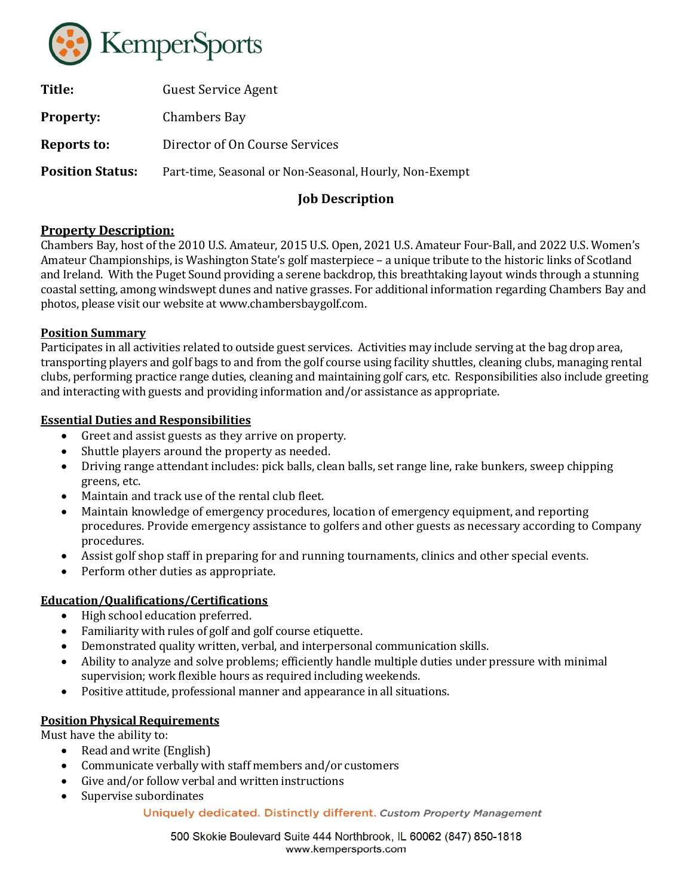KemperSports

| | |
|---|---|
| **Title:** | Guest Service Agent |
| **Property:** | Chambers Bay |
| **Reports to:** | Director of On Course Services |
| **Position Status:** | Part-time, Seasonal or Non-Seasonal, Hourly, Non-Exempt |

## Job Description

### Property Description:

Chambers Bay, host of the 2010 U.S. Amateur, 2015 U.S. Open, 2021 U.S. Amateur Four-Ball, and 2022 U.S. Women's Amateur Championships, is Washington State's golf masterpiece – a unique tribute to the historic links of Scotland and Ireland. With the Puget Sound providing a serene backdrop, this breathtaking layout winds through a stunning coastal setting, among windswept dunes and native grasses. For additional information regarding Chambers Bay and photos, please visit our website at www.chambersbaygolf.com.

### Position Summary

Participates in all activities related to outside guest services. Activities may include serving at the bag drop area, transporting players and golf bags to and from the golf course using facility shuttles, cleaning clubs, managing rental clubs, performing practice range duties, cleaning and maintaining golf cars, etc. Responsibilities also include greeting and interacting with guests and providing information and/or assistance as appropriate.

### Essential Duties and Responsibilities

- Greet and assist guests as they arrive on property.
- Shuttle players around the property as needed.
- Driving range attendant includes: pick balls, clean balls, set range line, rake bunkers, sweep chipping greens, etc.
- Maintain and track use of the rental club fleet.
- Maintain knowledge of emergency procedures, location of emergency equipment, and reporting procedures. Provide emergency assistance to golfers and other guests as necessary according to Company procedures.
- Assist golf shop staff in preparing for and running tournaments, clinics and other special events.
- Perform other duties as appropriate.

### Education/Qualifications/Certifications

- High school education preferred.
- Familiarity with rules of golf and golf course etiquette.
- Demonstrated quality written, verbal, and interpersonal communication skills.
- Ability to analyze and solve problems; efficiently handle multiple duties under pressure with minimal supervision; work flexible hours as required including weekends.
- Positive attitude, professional manner and appearance in all situations.

### Position Physical Requirements

Must have the ability to:

- Read and write (English)
- Communicate verbally with staff members and/or customers
- Give and/or follow verbal and written instructions
- Supervise subordinates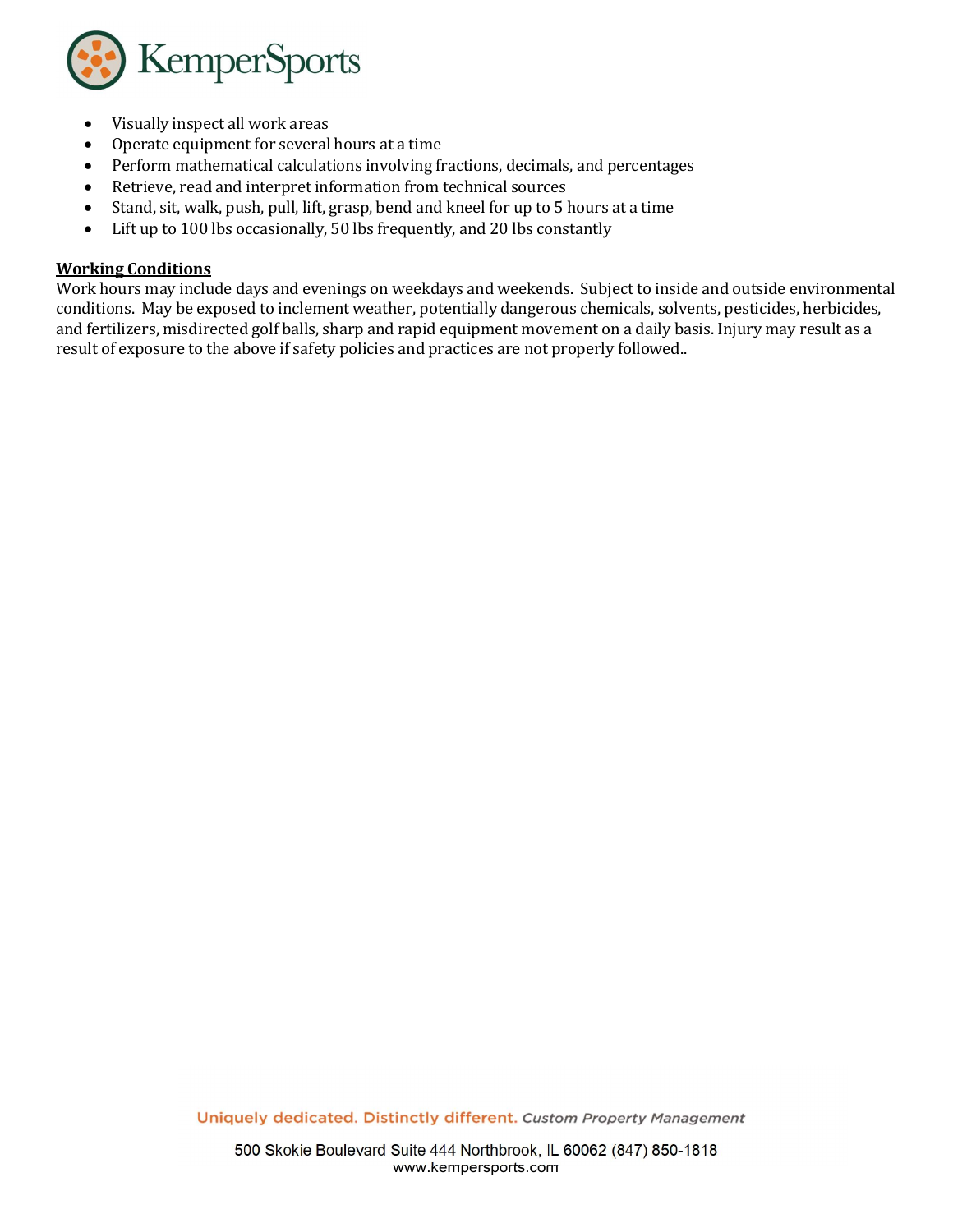- Visually inspect all work areas
- Operate equipment for several hours at a time
- Perform mathematical calculations involving fractions, decimals, and percentages
- Retrieve, read and interpret information from technical sources
- Stand, sit, walk, push, pull, lift, grasp, bend and kneel for up to 5 hours at a time
- Lift up to 100 lbs occasionally, 50 lbs frequently, and 20 lbs constantly

**Working Conditions**

Work hours may include days and evenings on weekdays and weekends. Subject to inside and outside environmental conditions. May be exposed to inclement weather, potentially dangerous chemicals, solvents, pesticides, herbicides, and fertilizers, misdirected golf balls, sharp and rapid equipment movement on a daily basis. Injury may result as a result of exposure to the above if safety policies and practices are not properly followed..